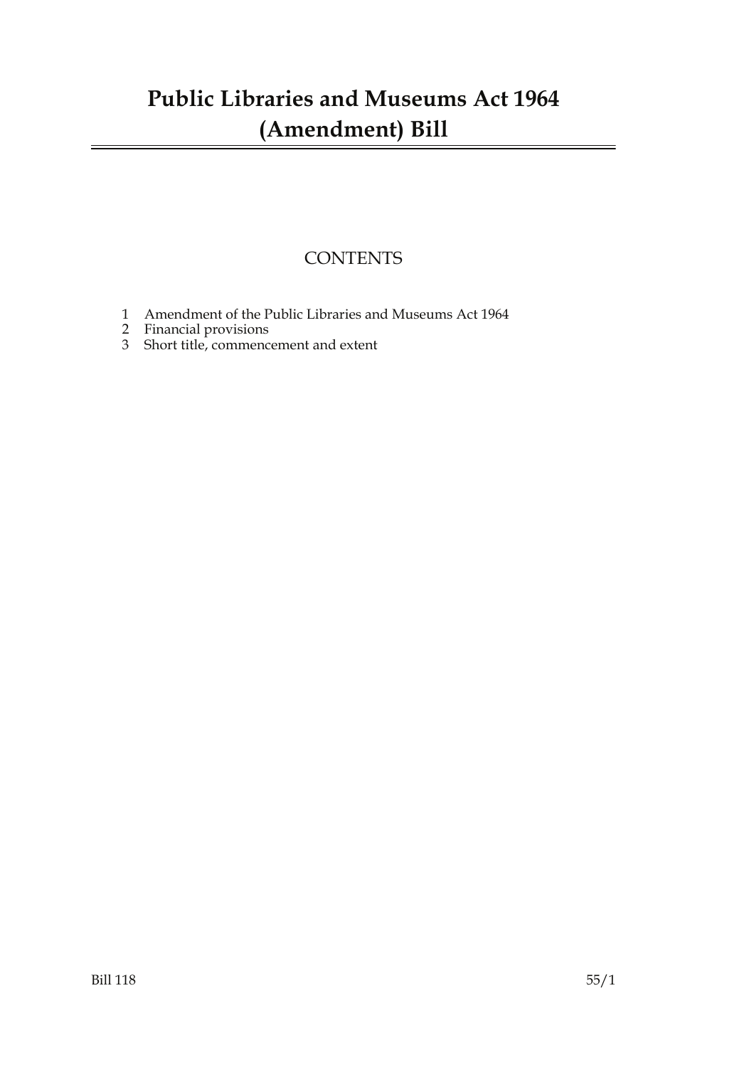# Public Libraries and Museums Act 1964 (Amendment) Bill

## CONTENTS

1 Amendment of the Public Libraries and Museums Act 1964
2 Financial provisions
3 Short title, commencement and extent

Bill 118 55/1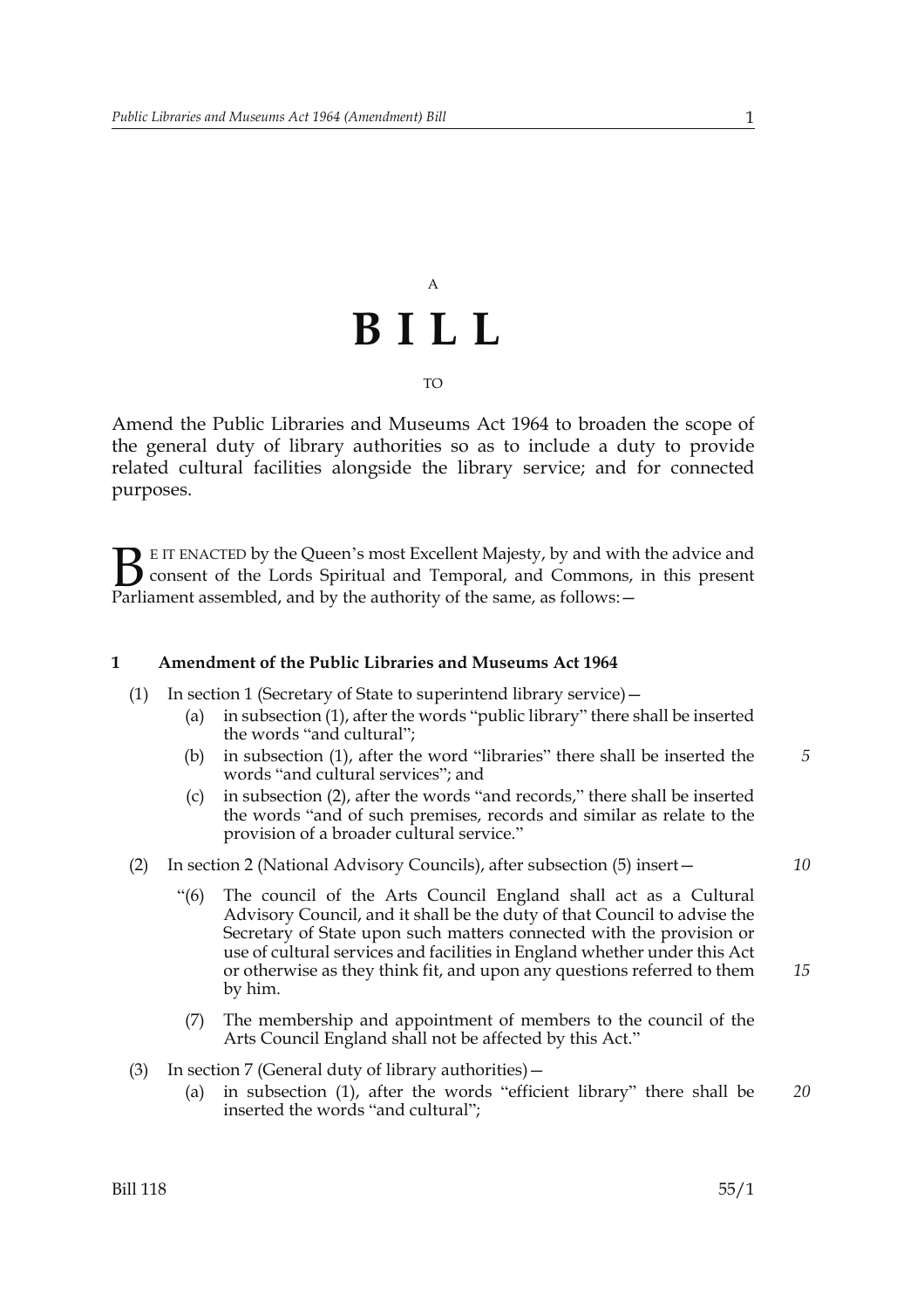A

# B I L L

TO

Amend the Public Libraries and Museums Act 1964 to broaden the scope of the general duty of library authorities so as to include a duty to provide related cultural facilities alongside the library service; and for connected purposes.

BE IT ENACTED by the Queen's most Excellent Majesty, by and with the advice and consent of the Lords Spiritual and Temporal, and Commons, in this present Parliament assembled, and by the authority of the same, as follows:—

## 1 Amendment of the Public Libraries and Museums Act 1964

(1) In section 1 (Secretary of State to superintend library service)—

(a) in subsection (1), after the words "public library" there shall be inserted the words "and cultural";

(b) in subsection (1), after the word "libraries" there shall be inserted the words "and cultural services"; and

(c) in subsection (2), after the words "and records," there shall be inserted the words "and of such premises, records and similar as relate to the provision of a broader cultural service."

(2) In section 2 (National Advisory Councils), after subsection (5) insert—

"(6) The council of the Arts Council England shall act as a Cultural Advisory Council, and it shall be the duty of that Council to advise the Secretary of State upon such matters connected with the provision or use of cultural services and facilities in England whether under this Act or otherwise as they think fit, and upon any questions referred to them by him.

(7) The membership and appointment of members to the council of the Arts Council England shall not be affected by this Act."

(3) In section 7 (General duty of library authorities)—

(a) in subsection (1), after the words "efficient library" there shall be inserted the words "and cultural";

Bill 118 55/1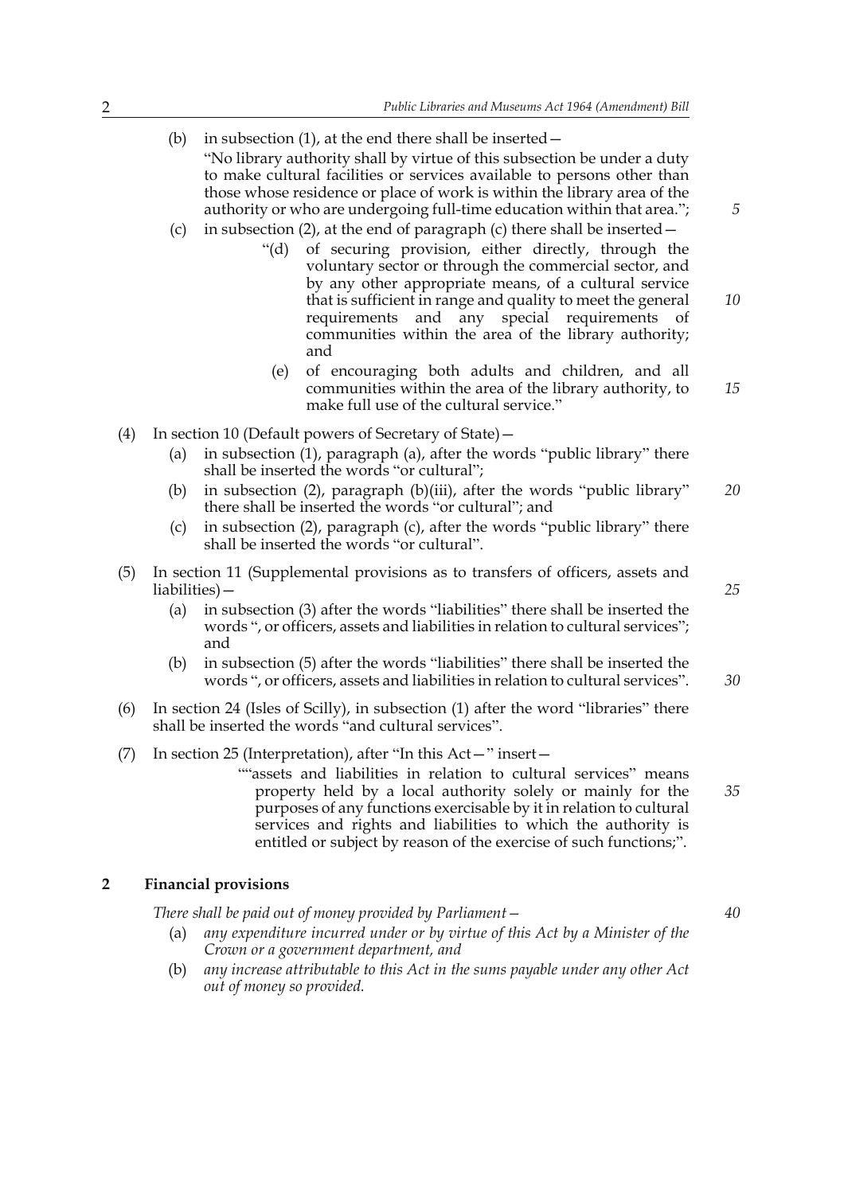(b) in subsection (1), at the end there shall be inserted—

"No library authority shall by virtue of this subsection be under a duty to make cultural facilities or services available to persons other than those whose residence or place of work is within the library area of the authority or who are undergoing full-time education within that area.";

(c) in subsection (2), at the end of paragraph (c) there shall be inserted—

"(d) of securing provision, either directly, through the voluntary sector or through the commercial sector, and by any other appropriate means, of a cultural service that is sufficient in range and quality to meet the general requirements and any special requirements of communities within the area of the library authority; and

(e) of encouraging both adults and children, and all communities within the area of the library authority, to make full use of the cultural service."

(4) In section 10 (Default powers of Secretary of State)—

(a) in subsection (1), paragraph (a), after the words "public library" there shall be inserted the words "or cultural";

(b) in subsection (2), paragraph (b)(iii), after the words "public library" there shall be inserted the words "or cultural"; and

(c) in subsection (2), paragraph (c), after the words "public library" there shall be inserted the words "or cultural".

(5) In section 11 (Supplemental provisions as to transfers of officers, assets and liabilities)—

(a) in subsection (3) after the words "liabilities" there shall be inserted the words ", or officers, assets and liabilities in relation to cultural services"; and

(b) in subsection (5) after the words "liabilities" there shall be inserted the words ", or officers, assets and liabilities in relation to cultural services".

(6) In section 24 (Isles of Scilly), in subsection (1) after the word "libraries" there shall be inserted the words "and cultural services".

(7) In section 25 (Interpretation), after "In this Act—" insert—

""assets and liabilities in relation to cultural services" means property held by a local authority solely or mainly for the purposes of any functions exercisable by it in relation to cultural services and rights and liabilities to which the authority is entitled or subject by reason of the exercise of such functions;".

## 2 Financial provisions

*There shall be paid out of money provided by Parliament—*

(a) *any expenditure incurred under or by virtue of this Act by a Minister of the Crown or a government department, and*

(b) *any increase attributable to this Act in the sums payable under any other Act out of money so provided.*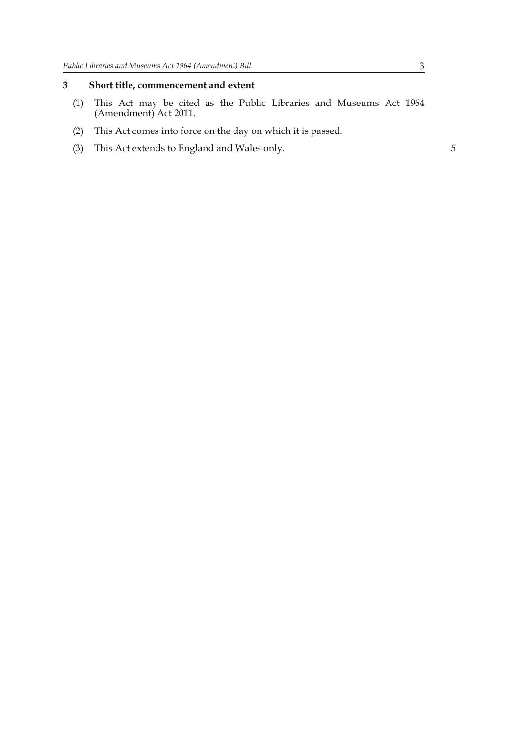## 3 Short title, commencement and extent

(1) This Act may be cited as the Public Libraries and Museums Act 1964 (Amendment) Act 2011.

(2) This Act comes into force on the day on which it is passed.

(3) This Act extends to England and Wales only.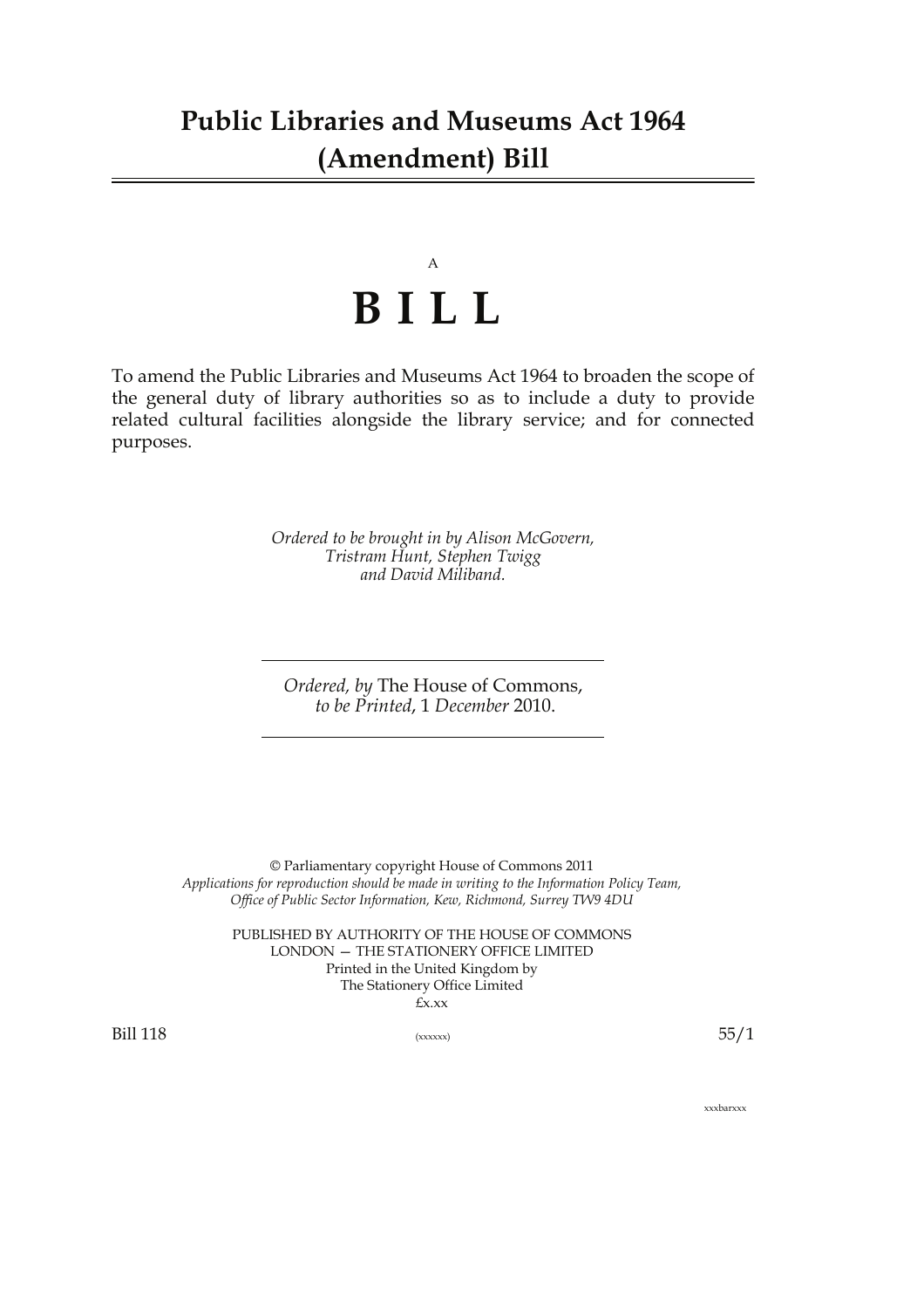# Public Libraries and Museums Act 1964 (Amendment) Bill

A

# B I L L

To amend the Public Libraries and Museums Act 1964 to broaden the scope of the general duty of library authorities so as to include a duty to provide related cultural facilities alongside the library service; and for connected purposes.

*Ordered to be brought in by Alison McGovern, Tristram Hunt, Stephen Twigg and David Miliband.*

*Ordered, by* The House of Commons, *to be Printed*, 1 *December* 2010.

© Parliamentary copyright House of Commons 2011
*Applications for reproduction should be made in writing to the Information Policy Team, Office of Public Sector Information, Kew, Richmond, Surrey TW9 4DU*

PUBLISHED BY AUTHORITY OF THE HOUSE OF COMMONS
LONDON — THE STATIONERY OFFICE LIMITED
Printed in the United Kingdom by
The Stationery Office Limited
£x.xx

Bill 118 (xxxxxx) 55/1

xxxbarxxx